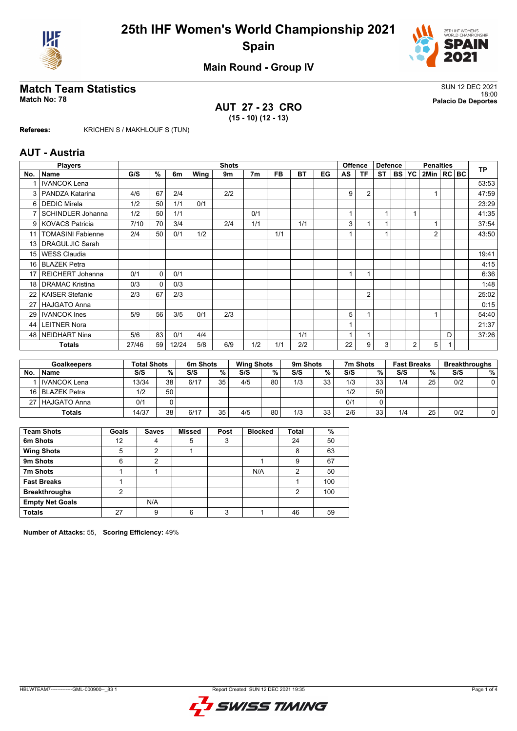# 25th IHF Women's World Championship 2021
## Spain

### Main Round - Group IV

## Match Team Statistics

**Match No: 78**

SUN 12 DEC 2021
18:00
**Palacio De Deportes**

**AUT 27 - 23 CRO**
**(15 - 10) (12 - 13)**

**Referees:** KRICHEN S / MAKHLOUF S (TUN)

## AUT - Austria

| Players | | Shots | | | | | | | | | Offence | | Defence | | | Penalties | | | TP |
|---|---|---|---|---|---|---|---|---|---|---|---|---|---|---|---|---|---|---|---|
| No. | Name | G/S | % | 6m | Wing | 9m | 7m | FB | BT | EG | AS | TF | ST | BS | YC | 2Min | RC | BC | |
| 1 | IVANCOK Lena | | | | | | | | | | | | | | | | | | 53:53 |
| 3 | PANDZA Katarina | 4/6 | 67 | 2/4 | | 2/2 | | | | | 9 | 2 | | | | 1 | | | 47:59 |
| 6 | DEDIC Mirela | 1/2 | 50 | 1/1 | 0/1 | | | | | | | | | | | | | | 23:29 |
| 7 | SCHINDLER Johanna | 1/2 | 50 | 1/1 | | | 0/1 | | | | 1 | | 1 | | 1 | | | | 41:35 |
| 9 | KOVACS Patricia | 7/10 | 70 | 3/4 | | 2/4 | 1/1 | | 1/1 | | 3 | 1 | 1 | | | 1 | | | 37:54 |
| 11 | TOMASINI Fabienne | 2/4 | 50 | 0/1 | 1/2 | | | 1/1 | | | 1 | | 1 | | | 2 | | | 43:50 |
| 13 | DRAGULJIC Sarah | | | | | | | | | | | | | | | | | | |
| 15 | WESS Claudia | | | | | | | | | | | | | | | | | | 19:41 |
| 16 | BLAZEK Petra | | | | | | | | | | | | | | | | | | 4:15 |
| 17 | REICHERT Johanna | 0/1 | 0 | 0/1 | | | | | | | 1 | 1 | | | | | | | 6:36 |
| 18 | DRAMAC Kristina | 0/3 | 0 | 0/3 | | | | | | | | | | | | | | | 1:48 |
| 22 | KAISER Stefanie | 2/3 | 67 | 2/3 | | | | | | | | 2 | | | | | | | 25:02 |
| 27 | HAJGATO Anna | | | | | | | | | | | | | | | | | | 0:15 |
| 29 | IVANCOK Ines | 5/9 | 56 | 3/5 | 0/1 | 2/3 | | | | | 5 | 1 | | | | 1 | | | 54:40 |
| 44 | LEITNER Nora | | | | | | | | | | 1 | | | | | | | | 21:37 |
| 48 | NEIDHART Nina | 5/6 | 83 | 0/1 | 4/4 | | | | 1/1 | | 1 | 1 | | | | | D | | 37:26 |
| | Totals | 27/46 | 59 | 12/24 | 5/8 | 6/9 | 1/2 | 1/1 | 2/2 | | 22 | 9 | 3 | | 2 | 5 | 1 | | |

| Goalkeepers | | Total Shots | | 6m Shots | | Wing Shots | | 9m Shots | | 7m Shots | | Fast Breaks | | Breakthroughs | |
|---|---|---|---|---|---|---|---|---|---|---|---|---|---|---|---|
| No. | Name | S/S | % | S/S | % | S/S | % | S/S | % | S/S | % | S/S | % | S/S | % |
| 1 | IVANCOK Lena | 13/34 | 38 | 6/17 | 35 | 4/5 | 80 | 1/3 | 33 | 1/3 | 33 | 1/4 | 25 | 0/2 | 0 |
| 16 | BLAZEK Petra | 1/2 | 50 | | | | | | | 1/2 | 50 | | | | |
| 27 | HAJGATO Anna | 0/1 | 0 | | | | | | | 0/1 | 0 | | | | |
| | Totals | 14/37 | 38 | 6/17 | 35 | 4/5 | 80 | 1/3 | 33 | 2/6 | 33 | 1/4 | 25 | 0/2 | 0 |

| Team Shots | Goals | Saves | Missed | Post | Blocked | Total | % |
|---|---|---|---|---|---|---|---|
| 6m Shots | 12 | 4 | 5 | 3 | | 24 | 50 |
| Wing Shots | 5 | 2 | 1 | | | 8 | 63 |
| 9m Shots | 6 | 2 | | | 1 | 9 | 67 |
| 7m Shots | 1 | 1 | | | N/A | 2 | 50 |
| Fast Breaks | 1 | | | | | 1 | 100 |
| Breakthroughs | 2 | | | | | 2 | 100 |
| Empty Net Goals | | N/A | | | | | |
| Totals | 27 | 9 | 6 | 3 | 1 | 46 | 59 |

**Number of Attacks:** 55, **Scoring Efficiency:** 49%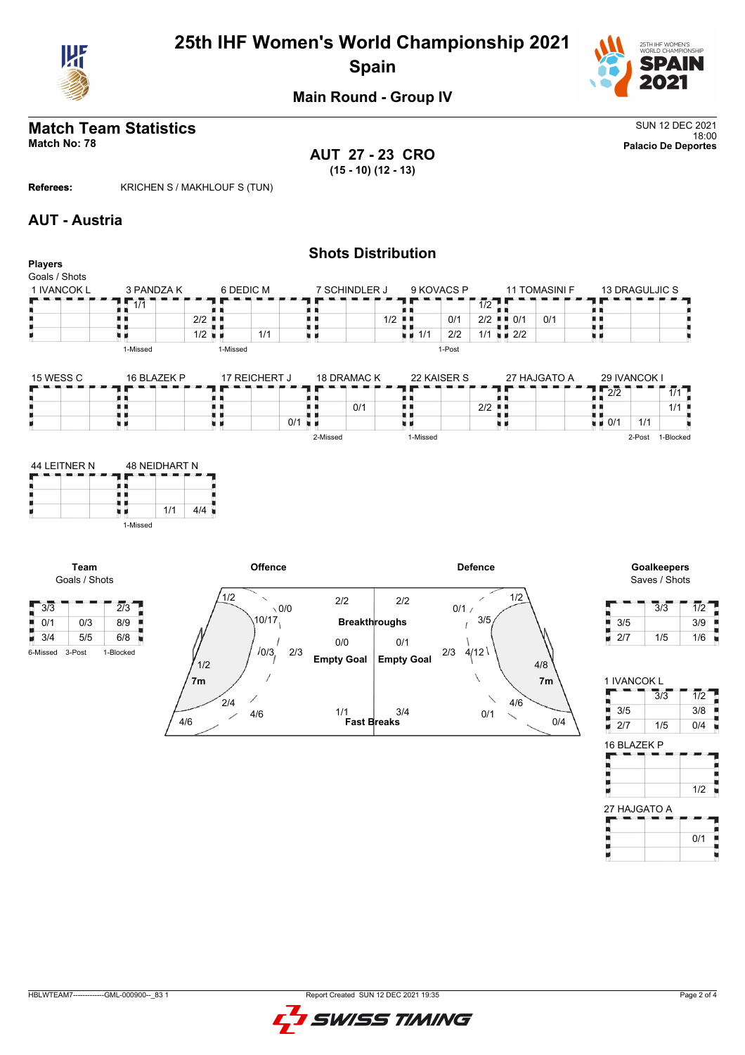# 25th IHF Women's World Championship 2021

## Spain

### Main Round - Group IV

## Match Team Statistics

**Match No: 78**

SUN 12 DEC 2021
18:00
**Palacio De Deportes**

**AUT 27 - 23 CRO**
**(15 - 10) (12 - 13)**

**Referees:** KRICHEN S / MAKHLOUF S (TUN)

## AUT - Austria

### Shots Distribution

**Players**
Goals / Shots

**1 IVANCOK L**

| | | |
|---|---|---|
| | | |
| | | |
| | | |

**3 PANDZA K**

| | | |
|---|---|---|
| 1/1 | | |
| | | 2/2 |
| | | 1/2 |

1-Missed

**6 DEDIC M**

| | | |
|---|---|---|
| | | |
| | | |
| | 1/1 | |

1-Missed

**7 SCHINDLER J**

| | | |
|---|---|---|
| | | |
| | | 1/2 |
| | | |

**9 KOVACS P**

| | | |
|---|---|---|
| | | 1/2 |
| | 0/1 | 2/2 |
| 1/1 | 2/2 | 1/1 |

1-Post

**11 TOMASINI F**

| | | |
|---|---|---|
| | | |
| 0/1 | 0/1 | |
| 2/2 | | |

**13 DRAGULJIC S**

| | | |
|---|---|---|
| | | |
| | | |
| | | |

**15 WESS C**

| | | |
|---|---|---|
| | | |
| | | |
| | | |

**16 BLAZEK P**

| | | |
|---|---|---|
| | | |
| | | |
| | | |

**17 REICHERT J**

| | | |
|---|---|---|
| | | |
| | | |
| | | 0/1 |

**18 DRAMAC K**

| | | |
|---|---|---|
| | | |
| | 0/1 | |
| | | |

2-Missed

**22 KAISER S**

| | | |
|---|---|---|
| | | |
| | | 2/2 |
| | | |

1-Missed

**27 HAJGATO A**

| | | |
|---|---|---|
| | | |
| | | |
| | | |

**29 IVANCOK I**

| | | |
|---|---|---|
| 2/2 | | 1/1 |
| | | 1/1 |
| 0/1 | 1/1 | |

2-Post 1-Blocked

**44 LEITNER N**

| | | |
|---|---|---|
| | | |
| | | |
| | | |

**48 NEIDHART N**

| | | |
|---|---|---|
| | | |
| | | |
| | 1/1 | 4/4 |

1-Missed

**Team**
Goals / Shots

| | | |
|---|---|---|
| 3/3 | | 2/3 |
| 0/1 | 0/3 | 8/9 |
| 3/4 | 5/5 | 6/8 |

6-Missed 3-Post 1-Blocked

**Offence**

- Left wing: 1/2
- Left 6m: 0/0 (top), 10/17, 0/3
- Left 9m: 1/2
- 7m: 2/3
- Left back: 2/4
- Centre 9m: 4/6
- Left corner: 4/6
- Breakthroughs: 2/2
- Empty Goal: 0/0
- Fast Breaks: 1/1

**Defence**

- Breakthroughs: 2/2
- Empty Goal: 0/1
- Fast Breaks: 3/4
- 0/1, 1/2, 3/5
- 7m: 2/3
- 4/12, 4/8
- 4/6, 0/1, 0/4

**Goalkeepers**
Saves / Shots

| | | |
|---|---|---|
| | 3/3 | 1/2 |
| 3/5 | | 3/9 |
| 2/7 | 1/5 | 1/6 |

**1 IVANCOK L**

| | | |
|---|---|---|
| | 3/3 | 1/2 |
| 3/5 | | 3/8 |
| 2/7 | 1/5 | 0/4 |

**16 BLAZEK P**

| | | |
|---|---|---|
| | | |
| | | |
| | | 1/2 |

**27 HAJGATO A**

| | | |
|---|---|---|
| | | 0/1 |
| | | |
| | | |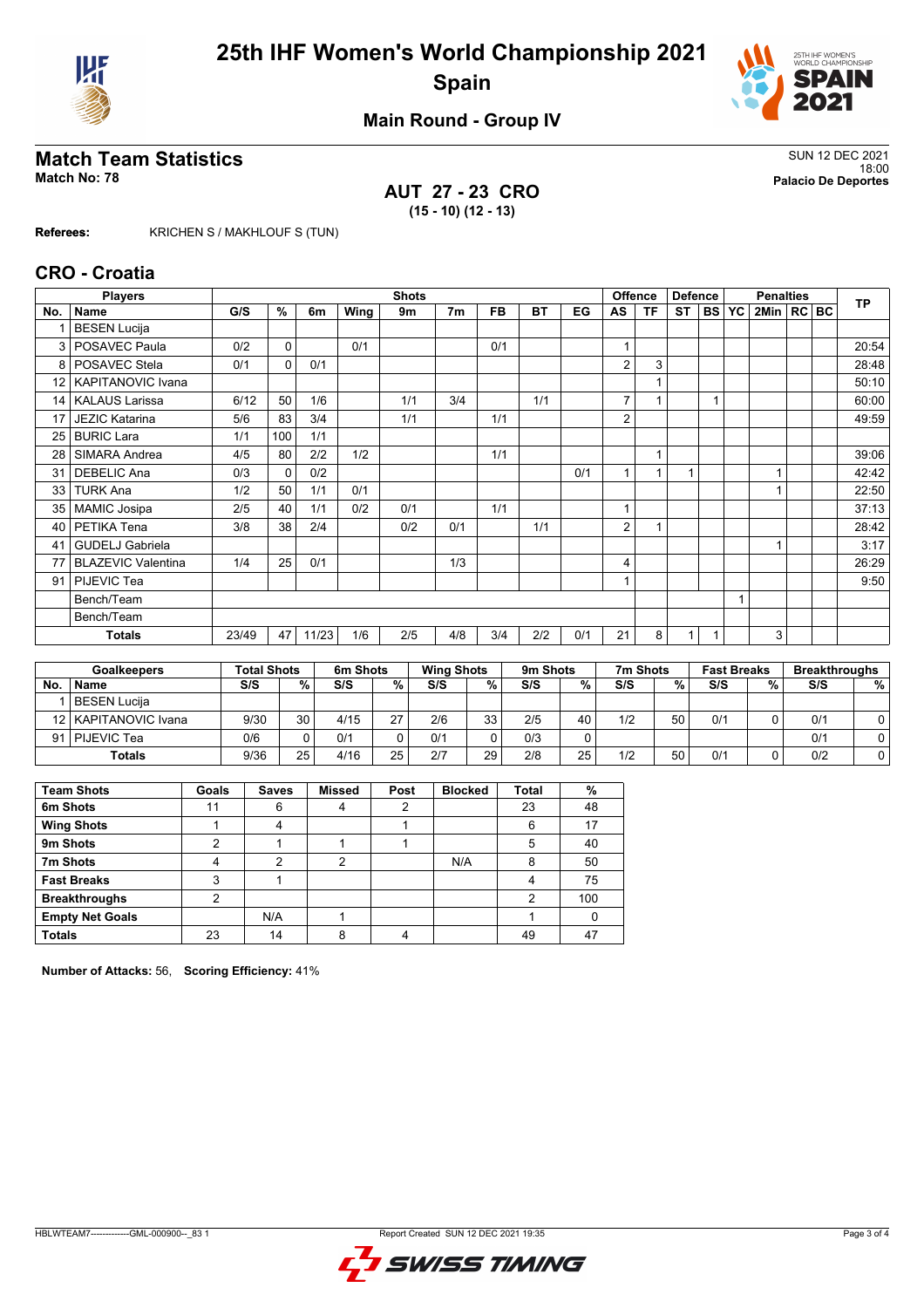# 25th IHF Women's World Championship 2021
## Spain

### Main Round - Group IV

## Match Team Statistics
**Match No: 78**

SUN 12 DEC 2021
18:00
**Palacio De Deportes**

### AUT 27 - 23 CRO
**(15 - 10) (12 - 13)**

**Referees:** KRICHEN S / MAKHLOUF S (TUN)

## CRO - Croatia

| Players | | Shots | | | | | | | | | Offence | | Defence | | | Penalties | | | TP |
|---|---|---|---|---|---|---|---|---|---|---|---|---|---|---|---|---|---|---|---|
| No. | Name | G/S | % | 6m | Wing | 9m | 7m | FB | BT | EG | AS | TF | ST | BS | YC | 2Min | RC | BC | |
| 1 | BESEN Lucija | | | | | | | | | | | | | | | | | | |
| 3 | POSAVEC Paula | 0/2 | 0 | | 0/1 | | | 0/1 | | | 1 | | | | | | | | 20:54 |
| 8 | POSAVEC Stela | 0/1 | 0 | 0/1 | | | | | | | 2 | 3 | | | | | | | 28:48 |
| 12 | KAPITANOVIC Ivana | | | | | | | | | | | 1 | | | | | | | 50:10 |
| 14 | KALAUS Larissa | 6/12 | 50 | 1/6 | | 1/1 | 3/4 | | 1/1 | | 7 | 1 | | 1 | | | | | 60:00 |
| 17 | JEZIC Katarina | 5/6 | 83 | 3/4 | | 1/1 | | 1/1 | | | 2 | | | | | | | | 49:59 |
| 25 | BURIC Lara | 1/1 | 100 | 1/1 | | | | | | | | | | | | | | | |
| 28 | SIMARA Andrea | 4/5 | 80 | 2/2 | 1/2 | | | 1/1 | | | | 1 | | | | | | | 39:06 |
| 31 | DEBELIC Ana | 0/3 | 0 | 0/2 | | | | | | 0/1 | 1 | 1 | 1 | | | 1 | | | 42:42 |
| 33 | TURK Ana | 1/2 | 50 | 1/1 | 0/1 | | | | | | | | | | | 1 | | | 22:50 |
| 35 | MAMIC Josipa | 2/5 | 40 | 1/1 | 0/2 | 0/1 | | 1/1 | | | 1 | | | | | | | | 37:13 |
| 40 | PETIKA Tena | 3/8 | 38 | 2/4 | | 0/2 | 0/1 | | 1/1 | | 2 | 1 | | | | | | | 28:42 |
| 41 | GUDELJ Gabriela | | | | | | | | | | | | | | | 1 | | | 3:17 |
| 77 | BLAZEVIC Valentina | 1/4 | 25 | 0/1 | | | 1/3 | | | | 4 | | | | | | | | 26:29 |
| 91 | PIJEVIC Tea | | | | | | | | | | 1 | | | | | | | | 9:50 |
| | Bench/Team | | | | | | | | | | | | | | 1 | | | | |
| | Bench/Team | | | | | | | | | | | | | | | | | | |
| | **Totals** | 23/49 | 47 | 11/23 | 1/6 | 2/5 | 4/8 | 3/4 | 2/2 | 0/1 | 21 | 8 | 1 | 1 | | 3 | | | |

| Goalkeepers | | Total Shots | | 6m Shots | | Wing Shots | | 9m Shots | | 7m Shots | | Fast Breaks | | Breakthroughs | |
|---|---|---|---|---|---|---|---|---|---|---|---|---|---|---|---|
| No. | Name | S/S | % | S/S | % | S/S | % | S/S | % | S/S | % | S/S | % | S/S | % |
| 1 | BESEN Lucija | | | | | | | | | | | | | | |
| 12 | KAPITANOVIC Ivana | 9/30 | 30 | 4/15 | 27 | 2/6 | 33 | 2/5 | 40 | 1/2 | 50 | 0/1 | 0 | 0/1 | 0 |
| 91 | PIJEVIC Tea | 0/6 | 0 | 0/1 | 0 | 0/1 | 0 | 0/3 | 0 | | | | | 0/1 | 0 |
| | **Totals** | 9/36 | 25 | 4/16 | 25 | 2/7 | 29 | 2/8 | 25 | 1/2 | 50 | 0/1 | 0 | 0/2 | 0 |

| Team Shots | Goals | Saves | Missed | Post | Blocked | Total | % |
|---|---|---|---|---|---|---|---|
| **6m Shots** | 11 | 6 | 4 | 2 | | 23 | 48 |
| **Wing Shots** | 1 | 4 | | 1 | | 6 | 17 |
| **9m Shots** | 2 | 1 | 1 | 1 | | 5 | 40 |
| **7m Shots** | 4 | 2 | 2 | | N/A | 8 | 50 |
| **Fast Breaks** | 3 | 1 | | | | 4 | 75 |
| **Breakthroughs** | 2 | | | | | 2 | 100 |
| **Empty Net Goals** | | N/A | 1 | | | 1 | 0 |
| **Totals** | 23 | 14 | 8 | 4 | | 49 | 47 |

**Number of Attacks:** 56, **Scoring Efficiency:** 41%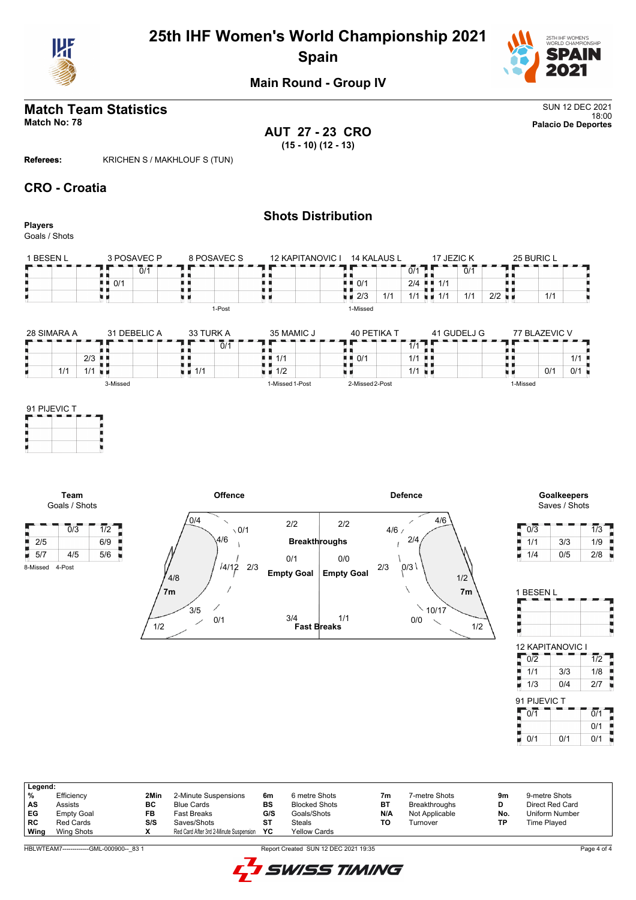# 25th IHF Women's World Championship 2021
## Spain
### Main Round - Group IV

## Match Team Statistics
**Match No: 78**

SUN 12 DEC 2021
18:00
**Palacio De Deportes**

**AUT 27 - 23 CRO**
**(15 - 10) (12 - 13)**

**Referees:** KRICHEN S / MAKHLOUF S (TUN)

## CRO - Croatia

### Shots Distribution

**Players**
Goals / Shots

1 BESEN L

3 POSAVEC P
0/1
0/1

8 POSAVEC S
1-Post

12 KAPITANOVIC I

14 KALAUS L
0/1
0/1 2/4
2/3 1/1 1/1
1-Missed

17 JEZIC K
0/1
1/1
1/1 1/1 2/2

25 BURIC L
1/1

28 SIMARA A
2/3
1/1 1/1

31 DEBELIC A
3-Missed

33 TURK A
0/1
1/1

35 MAMIC J
1/1
1/2
1-Missed 1-Post

40 PETIKA T
1/1
0/1 1/1
1/1
2-Missed 2-Post

41 GUDELJ G

77 BLAZEVIC V
1/1
0/1 0/1
1-Missed

91 PIJEVIC T

**Team**
Goals / Shots

| | | |
|---|---|---|
| | 0/3 | 1/2 |
| 2/5 | | 6/9 |
| 5/7 | 4/5 | 5/6 |

8-Missed 4-Post

**Offence**

0/4
0/1
4/6
4/8
7m
14/12 2/3
3/5
0/1
1/2
2/2 2/2
Breakthroughs
0/1 0/0
Empty Goal Empty Goal
3/4 1/1
Fast Breaks

**Defence**

4/6
4/6
2/4
2/3
0/3
1/2
7m
10/17
0/0
1/2

**Goalkeepers**
Saves / Shots

| | | |
|---|---|---|
| 0/3 | | 1/3 |
| 1/1 | 3/3 | 1/9 |
| 1/4 | 0/5 | 2/8 |

1 BESEN L

12 KAPITANOVIC I

| | | |
|---|---|---|
| 0/2 | | 1/2 |
| 1/1 | 3/3 | 1/8 |
| 1/3 | 0/4 | 2/7 |

91 PIJEVIC T

| | | |
|---|---|---|
| 0/1 | | 0/1 |
| | | 0/1 |
| 0/1 | 0/1 | 0/1 |

**Legend:**

| | | | | | | | | | |
|---|---|---|---|---|---|---|---|---|---|
| % | Efficiency | 2Min | 2-Minute Suspensions | 6m | 6 metre Shots | 7m | 7-metre Shots | 9m | 9-metre Shots |
| AS | Assists | BC | Blue Cards | BS | Blocked Shots | BT | Breakthroughs | D | Direct Red Card |
| EG | Empty Goal | FB | Fast Breaks | G/S | Goals/Shots | N/A | Not Applicable | No. | Uniform Number |
| RC | Red Cards | S/S | Saves/Shots | ST | Steals | TO | Turnover | TP | Time Played |
| Wing | Wing Shots | X | Red Card After 3rd 2-Minute Suspension | YC | Yellow Cards | | | | |

HBLWTEAM7--------------GML-000900--_83 1 Report Created SUN 12 DEC 2021 19:35